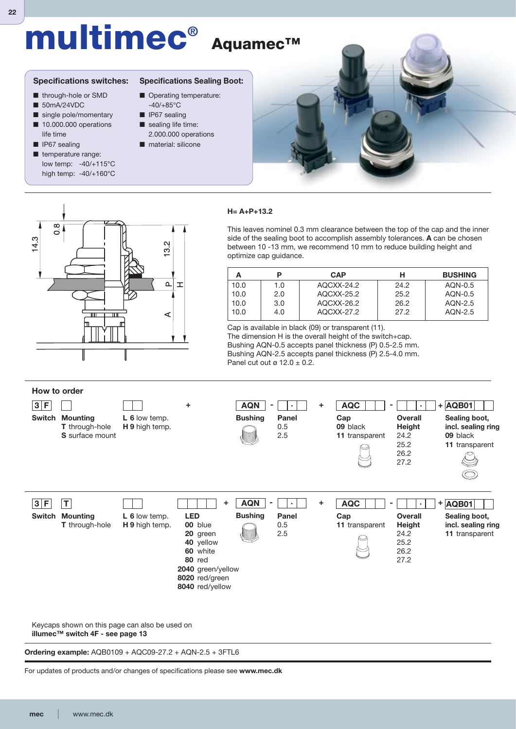# multimec® Aquamec™

### Specifications switches:

- through-hole or SMD
- 50mA/24VDC
- single pole/momentary
- 10.000.000 operations life time
- IP67 sealing
- temperature range:
  low temp: -40/+115°C
  high temp: -40/+160°C

### Specifications Sealing Boot:

- Operating temperature: -40/+85°C
- IP67 sealing
- sealing life time: 2.000.000 operations
- material: silicone

**H= A+P+13.2**

This leaves nominel 0.3 mm clearance between the top of the cap and the inner side of the sealing boot to accomplish assembly tolerances. **A** can be chosen between 10 -13 mm, we recommend 10 mm to reduce building height and optimize cap guidance.

| A | P | CAP | H | BUSHING |
|---|---|---|---|---|
| 10.0 | 1.0 | AQCXX-24.2 | 24.2 | AQN-0.5 |
| 10.0 | 2.0 | AQCXX-25.2 | 25.2 | AQN-0.5 |
| 10.0 | 3.0 | AQCXX-26.2 | 26.2 | AQN-2.5 |
| 10.0 | 4.0 | AQCXX-27.2 | 27.2 | AQN-2.5 |

Cap is available in black (09) or transparent (11).
The dimension H is the overall height of the switch+cap.
Bushing AQN-0.5 accepts panel thickness (P) 0.5-2.5 mm.
Bushing AQN-2.5 accepts panel thickness (P) 2.5-4.0 mm.
Panel cut out ø 12.0 ± 0.2.

## How to order

3 F [ ] [ ][ ] + AQN - [ ].[ ] + AQC [ ][ ] - [ ][ ].[ ] + AQB01 [ ][ ]

| Switch | Mounting | | Bushing | Panel | Cap | Overall Height | Sealing boot, incl. sealing ring |
|---|---|---|---|---|---|---|---|
| 3F | **T** through-hole<br>**S** surface mount | **L 6** low temp.<br>**H 9** high temp. | AQN | 0.5<br>2.5 | **09** black<br>**11** transparent | 24.2<br>25.2<br>26.2<br>27.2 | **09** black<br>**11** transparent |

3 F T [ ][ ] [ ][ ][ ][ ] + AQN - [ ].[ ] + AQC [ ][ ] - [ ][ ].[ ] + AQB01 [ ][ ]

| Switch | Mounting | | LED | Bushing | Panel | Cap | Overall Height | Sealing boot, incl. sealing ring |
|---|---|---|---|---|---|---|---|---|
| 3F | **T** through-hole | **L 6** low temp.<br>**H 9** high temp. | **00** blue<br>**20** green<br>**40** yellow<br>**60** white<br>**80** red<br>**2040** green/yellow<br>**8020** red/green<br>**8040** red/yellow | AQN | 0.5<br>2.5 | **11** transparent | 24.2<br>25.2<br>26.2<br>27.2 | **11** transparent |

Keycaps shown on this page can also be used on **illumec™ switch 4F - see page 13**

**Ordering example:** AQB0109 + AQC09-27.2 + AQN-2.5 + 3FTL6

For updates of products and/or changes of specifications please see **www.mec.dk**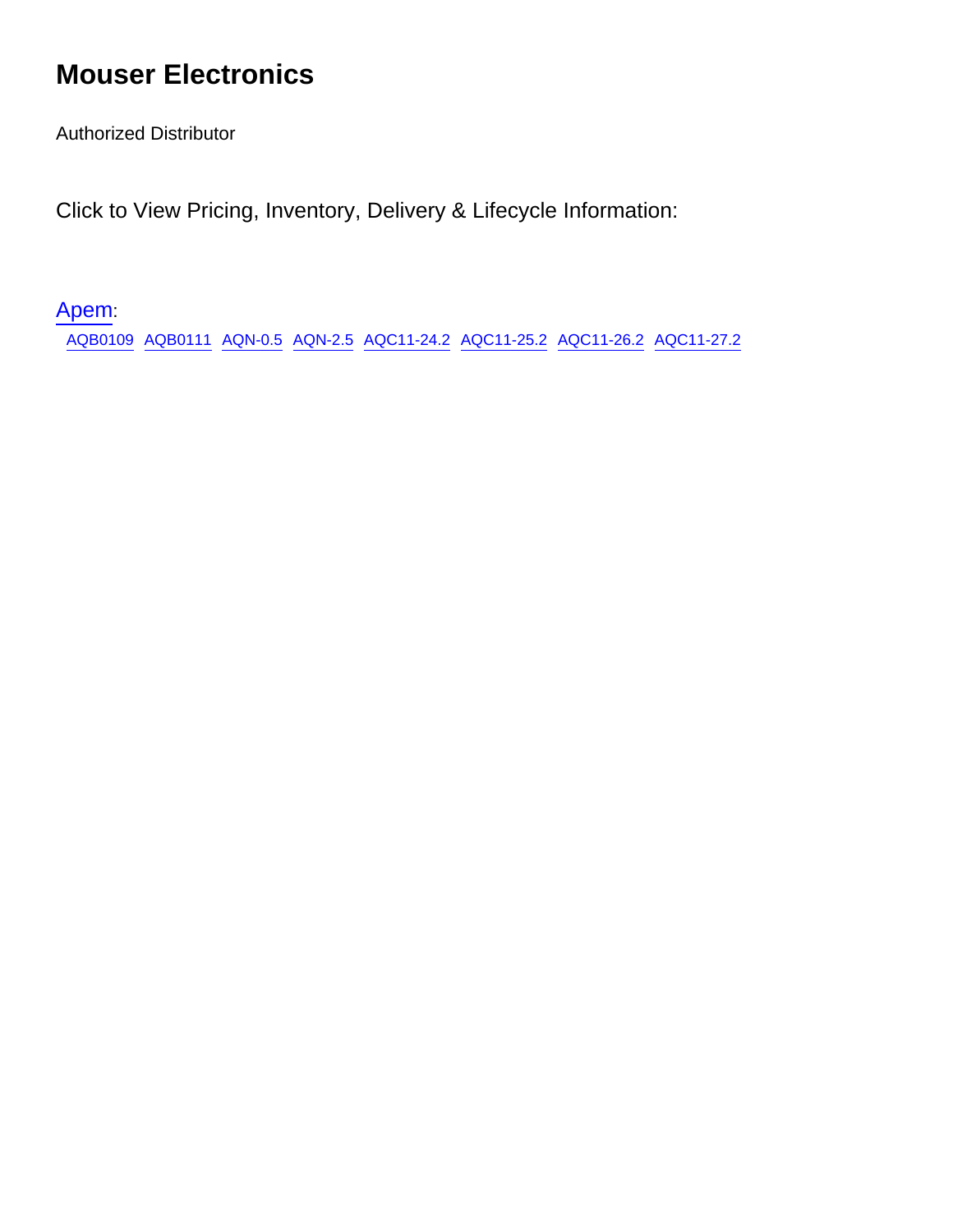# Mouser Electronics

Authorized Distributor

Click to View Pricing, Inventory, Delivery & Lifecycle Information:

Apem:

AQB0109 AQB0111 AQN-0.5 AQN-2.5 AQC11-24.2 AQC11-25.2 AQC11-26.2 AQC11-27.2